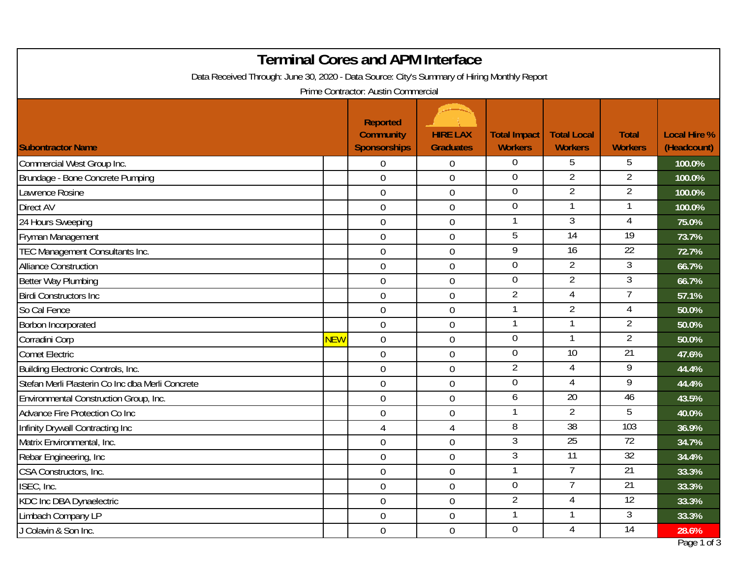# Terminal Cores and APM Interface

Data Received Through: June 30, 2020 - Data Source: City's Summary of Hiring Monthly Report

Prime Contractor: Austin Commercial

| Subontractor Name | | Reported Community Sponsorships | HIRE LAX Graduates | Total Impact Workers | Total Local Workers | Total Workers | Local Hire % (Headcount) |
|---|---|---|---|---|---|---|---|
| Commercial West Group Inc. | | 0 | 0 | 0 | 5 | 5 | 100.0% |
| Brundage - Bone Concrete Pumping | | 0 | 0 | 0 | 2 | 2 | 100.0% |
| Lawrence Rosine | | 0 | 0 | 0 | 2 | 2 | 100.0% |
| Direct AV | | 0 | 0 | 0 | 1 | 1 | 100.0% |
| 24 Hours Sweeping | | 0 | 0 | 1 | 3 | 4 | 75.0% |
| Fryman Management | | 0 | 0 | 5 | 14 | 19 | 73.7% |
| TEC Management Consultants Inc. | | 0 | 0 | 9 | 16 | 22 | 72.7% |
| Alliance Construction | | 0 | 0 | 0 | 2 | 3 | 66.7% |
| Better Way Plumbing | | 0 | 0 | 0 | 2 | 3 | 66.7% |
| Birdi Constructors Inc | | 0 | 0 | 2 | 4 | 7 | 57.1% |
| So Cal Fence | | 0 | 0 | 1 | 2 | 4 | 50.0% |
| Borbon Incorporated | | 0 | 0 | 1 | 1 | 2 | 50.0% |
| Corradini Corp | NEW | 0 | 0 | 0 | 1 | 2 | 50.0% |
| Comet Electric | | 0 | 0 | 0 | 10 | 21 | 47.6% |
| Building Electronic Controls, Inc. | | 0 | 0 | 2 | 4 | 9 | 44.4% |
| Stefan Merli Plasterin Co Inc dba Merli Concrete | | 0 | 0 | 0 | 4 | 9 | 44.4% |
| Environmental Construction Group, Inc. | | 0 | 0 | 6 | 20 | 46 | 43.5% |
| Advance Fire Protection Co Inc | | 0 | 0 | 1 | 2 | 5 | 40.0% |
| Infinity Drywall Contracting Inc | | 4 | 4 | 8 | 38 | 103 | 36.9% |
| Matrix Environmental, Inc. | | 0 | 0 | 3 | 25 | 72 | 34.7% |
| Rebar Engineering, Inc | | 0 | 0 | 3 | 11 | 32 | 34.4% |
| CSA Constructors, Inc. | | 0 | 0 | 1 | 7 | 21 | 33.3% |
| ISEC, Inc. | | 0 | 0 | 0 | 7 | 21 | 33.3% |
| KDC Inc DBA Dynaelectric | | 0 | 0 | 2 | 4 | 12 | 33.3% |
| Limbach Company LP | | 0 | 0 | 1 | 1 | 3 | 33.3% |
| J Colavin & Son Inc. | | 0 | 0 | 0 | 4 | 14 | 28.6% |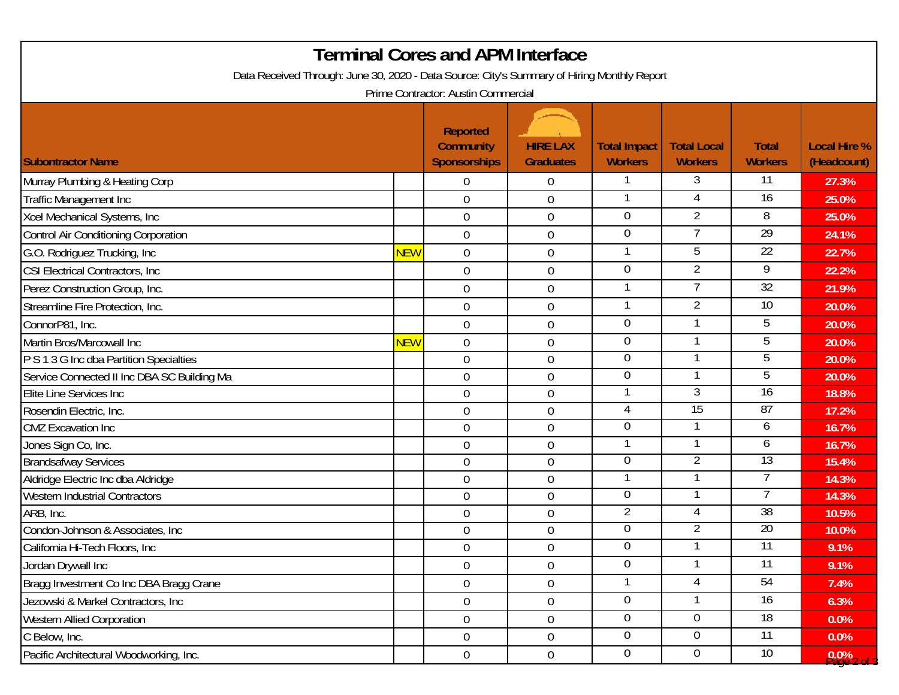# Terminal Cores and APM Interface

Data Received Through: June 30, 2020 - Data Source: City's Summary of Hiring Monthly Report

Prime Contractor: Austin Commercial

| Subontractor Name | | Reported Community Sponsorships | HIRE LAX Graduates | Total Impact Workers | Total Local Workers | Total Workers | Local Hire % (Headcount) |
|---|---|---|---|---|---|---|---|
| Murray Plumbing & Heating Corp | | 0 | 0 | 1 | 3 | 11 | 27.3% |
| Traffic Management Inc | | 0 | 0 | 1 | 4 | 16 | 25.0% |
| Xcel Mechanical Systems, Inc | | 0 | 0 | 0 | 2 | 8 | 25.0% |
| Control Air Conditioning Corporation | | 0 | 0 | 0 | 7 | 29 | 24.1% |
| G.O. Rodriguez Trucking, Inc | NEW | 0 | 0 | 1 | 5 | 22 | 22.7% |
| CSI Electrical Contractors, Inc | | 0 | 0 | 0 | 2 | 9 | 22.2% |
| Perez Construction Group, Inc. | | 0 | 0 | 1 | 7 | 32 | 21.9% |
| Streamline Fire Protection, Inc. | | 0 | 0 | 1 | 2 | 10 | 20.0% |
| ConnorP81, Inc. | | 0 | 0 | 0 | 1 | 5 | 20.0% |
| Martin Bros/Marcowall Inc | NEW | 0 | 0 | 0 | 1 | 5 | 20.0% |
| P S 1 3 G Inc dba Partition Specialties | | 0 | 0 | 0 | 1 | 5 | 20.0% |
| Service Connected II Inc DBA SC Building Ma | | 0 | 0 | 0 | 1 | 5 | 20.0% |
| Elite Line Services Inc | | 0 | 0 | 1 | 3 | 16 | 18.8% |
| Rosendin Electric, Inc. | | 0 | 0 | 4 | 15 | 87 | 17.2% |
| CMZ Excavation Inc | | 0 | 0 | 0 | 1 | 6 | 16.7% |
| Jones Sign Co, Inc. | | 0 | 0 | 1 | 1 | 6 | 16.7% |
| Brandsafway Services | | 0 | 0 | 0 | 2 | 13 | 15.4% |
| Aldridge Electric Inc dba Aldridge | | 0 | 0 | 1 | 1 | 7 | 14.3% |
| Western Industrial Contractors | | 0 | 0 | 0 | 1 | 7 | 14.3% |
| ARB, Inc. | | 0 | 0 | 2 | 4 | 38 | 10.5% |
| Condon-Johnson & Associates, Inc | | 0 | 0 | 0 | 2 | 20 | 10.0% |
| California Hi-Tech Floors, Inc | | 0 | 0 | 0 | 1 | 11 | 9.1% |
| Jordan Drywall Inc | | 0 | 0 | 0 | 1 | 11 | 9.1% |
| Bragg Investment Co Inc DBA Bragg Crane | | 0 | 0 | 1 | 4 | 54 | 7.4% |
| Jezowski & Markel Contractors, Inc | | 0 | 0 | 0 | 1 | 16 | 6.3% |
| Western Allied Corporation | | 0 | 0 | 0 | 0 | 18 | 0.0% |
| C Below, Inc. | | 0 | 0 | 0 | 0 | 11 | 0.0% |
| Pacific Architectural Woodworking, Inc. | | 0 | 0 | 0 | 0 | 10 | 0.0% |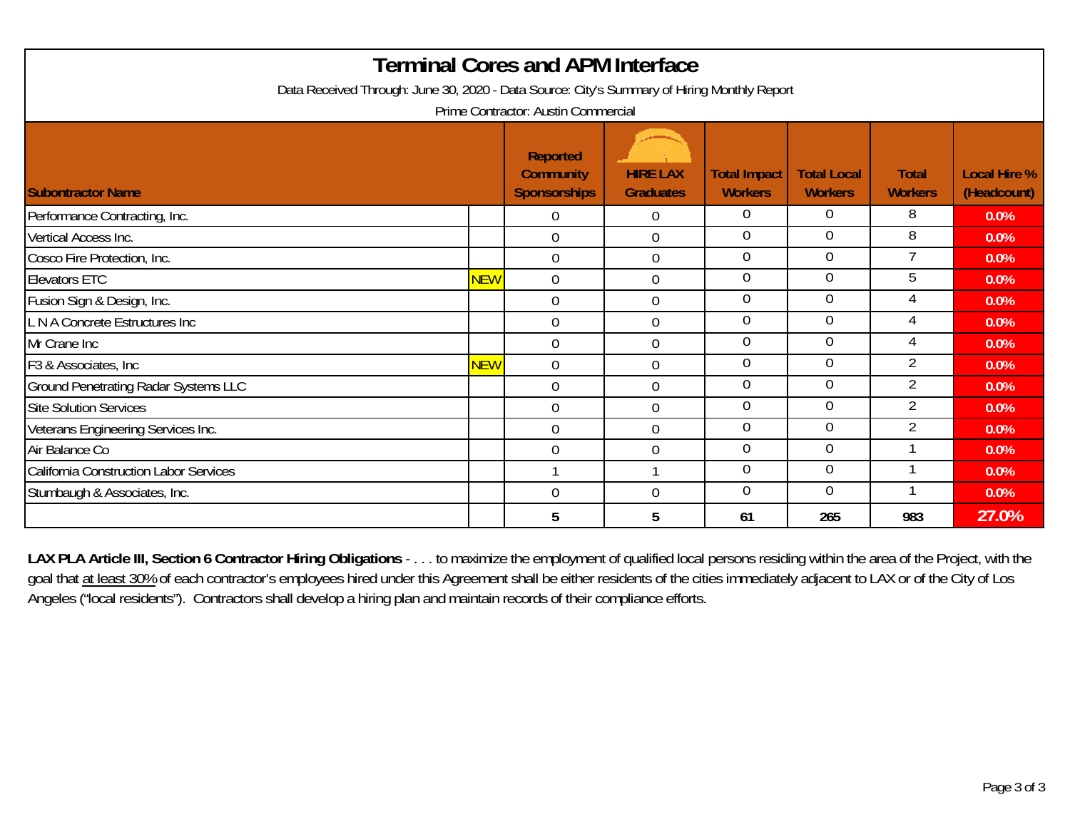# Terminal Cores and APM Interface

Data Received Through: June 30, 2020 - Data Source: City's Summary of Hiring Monthly Report

Prime Contractor: Austin Commercial

| Subontractor Name | | Reported Community Sponsorships | HIRE LAX Graduates | Total Impact Workers | Total Local Workers | Total Workers | Local Hire % (Headcount) |
|---|---|---|---|---|---|---|---|
| Performance Contracting, Inc. | | 0 | 0 | 0 | 0 | 8 | 0.0% |
| Vertical Access Inc. | | 0 | 0 | 0 | 0 | 8 | 0.0% |
| Cosco Fire Protection, Inc. | | 0 | 0 | 0 | 0 | 7 | 0.0% |
| Elevators ETC | NEW | 0 | 0 | 0 | 0 | 5 | 0.0% |
| Fusion Sign & Design, Inc. | | 0 | 0 | 0 | 0 | 4 | 0.0% |
| L N A Concrete Estructures Inc | | 0 | 0 | 0 | 0 | 4 | 0.0% |
| Mr Crane Inc | | 0 | 0 | 0 | 0 | 4 | 0.0% |
| F3 & Associates, Inc | NEW | 0 | 0 | 0 | 0 | 2 | 0.0% |
| Ground Penetrating Radar Systems LLC | | 0 | 0 | 0 | 0 | 2 | 0.0% |
| Site Solution Services | | 0 | 0 | 0 | 0 | 2 | 0.0% |
| Veterans Engineering Services Inc. | | 0 | 0 | 0 | 0 | 2 | 0.0% |
| Air Balance Co | | 0 | 0 | 0 | 0 | 1 | 0.0% |
| California Construction Labor Services | | 1 | 1 | 0 | 0 | 1 | 0.0% |
| Stumbaugh & Associates, Inc. | | 0 | 0 | 0 | 0 | 1 | 0.0% |
| | | 5 | 5 | 61 | 265 | 983 | 27.0% |

**LAX PLA Article III, Section 6 Contractor Hiring Obligations** - . . . to maximize the employment of qualified local persons residing within the area of the Project, with the goal that at least 30% of each contractor's employees hired under this Agreement shall be either residents of the cities immediately adjacent to LAX or of the City of Los Angeles ("local residents"). Contractors shall develop a hiring plan and maintain records of their compliance efforts.